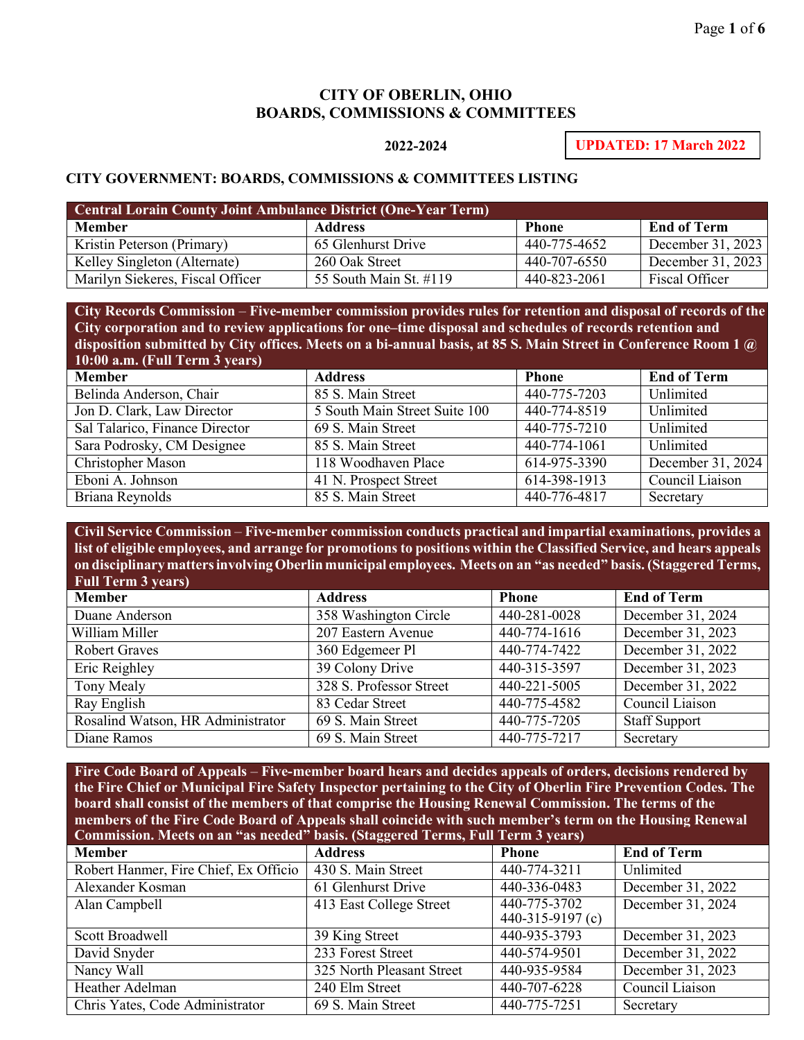# CITY OF OBERLIN, OHIO
# BOARDS, COMMISSIONS & COMMITTEES

**2022-2024**

**UPDATED: 17 March 2022**

## CITY GOVERNMENT: BOARDS, COMMISSIONS & COMMITTEES LISTING

| **Central Lorain County Joint Ambulance District (One-Year Term)** | | | |
|---|---|---|---|
| **Member** | **Address** | **Phone** | **End of Term** |
| Kristin Peterson (Primary) | 65 Glenhurst Drive | 440-775-4652 | December 31, 2023 |
| Kelley Singleton (Alternate) | 260 Oak Street | 440-707-6550 | December 31, 2023 |
| Marilyn Siekeres, Fiscal Officer | 55 South Main St. #119 | 440-823-2061 | Fiscal Officer |

| **City Records Commission – Five-member commission provides rules for retention and disposal of records of the City corporation and to review applications for one–time disposal and schedules of records retention and disposition submitted by City offices. Meets on a bi-annual basis, at 85 S. Main Street in Conference Room 1 @ 10:00 a.m. (Full Term 3 years)** | | | |
|---|---|---|---|
| **Member** | **Address** | **Phone** | **End of Term** |
| Belinda Anderson, Chair | 85 S. Main Street | 440-775-7203 | Unlimited |
| Jon D. Clark, Law Director | 5 South Main Street Suite 100 | 440-774-8519 | Unlimited |
| Sal Talarico, Finance Director | 69 S. Main Street | 440-775-7210 | Unlimited |
| Sara Podrosky, CM Designee | 85 S. Main Street | 440-774-1061 | Unlimited |
| Christopher Mason | 118 Woodhaven Place | 614-975-3390 | December 31, 2024 |
| Eboni A. Johnson | 41 N. Prospect Street | 614-398-1913 | Council Liaison |
| Briana Reynolds | 85 S. Main Street | 440-776-4817 | Secretary |

| **Civil Service Commission – Five-member commission conducts practical and impartial examinations, provides a list of eligible employees, and arrange for promotions to positions within the Classified Service, and hears appeals on disciplinary matters involving Oberlin municipal employees. Meets on an "as needed" basis. (Staggered Terms, Full Term 3 years)** | | | |
|---|---|---|---|
| **Member** | **Address** | **Phone** | **End of Term** |
| Duane Anderson | 358 Washington Circle | 440-281-0028 | December 31, 2024 |
| William Miller | 207 Eastern Avenue | 440-774-1616 | December 31, 2023 |
| Robert Graves | 360 Edgemeer Pl | 440-774-7422 | December 31, 2022 |
| Eric Reighley | 39 Colony Drive | 440-315-3597 | December 31, 2023 |
| Tony Mealy | 328 S. Professor Street | 440-221-5005 | December 31, 2022 |
| Ray English | 83 Cedar Street | 440-775-4582 | Council Liaison |
| Rosalind Watson, HR Administrator | 69 S. Main Street | 440-775-7205 | Staff Support |
| Diane Ramos | 69 S. Main Street | 440-775-7217 | Secretary |

| **Fire Code Board of Appeals – Five-member board hears and decides appeals of orders, decisions rendered by the Fire Chief or Municipal Fire Safety Inspector pertaining to the City of Oberlin Fire Prevention Codes. The board shall consist of the members of that comprise the Housing Renewal Commission. The terms of the members of the Fire Code Board of Appeals shall coincide with such member's term on the Housing Renewal Commission. Meets on an "as needed" basis. (Staggered Terms, Full Term 3 years)** | | | |
|---|---|---|---|
| **Member** | **Address** | **Phone** | **End of Term** |
| Robert Hanmer, Fire Chief, Ex Officio | 430 S. Main Street | 440-774-3211 | Unlimited |
| Alexander Kosman | 61 Glenhurst Drive | 440-336-0483 | December 31, 2022 |
| Alan Campbell | 413 East College Street | 440-775-3702<br>440-315-9197 (c) | December 31, 2024 |
| Scott Broadwell | 39 King Street | 440-935-3793 | December 31, 2023 |
| David Snyder | 233 Forest Street | 440-574-9501 | December 31, 2022 |
| Nancy Wall | 325 North Pleasant Street | 440-935-9584 | December 31, 2023 |
| Heather Adelman | 240 Elm Street | 440-707-6228 | Council Liaison |
| Chris Yates, Code Administrator | 69 S. Main Street | 440-775-7251 | Secretary |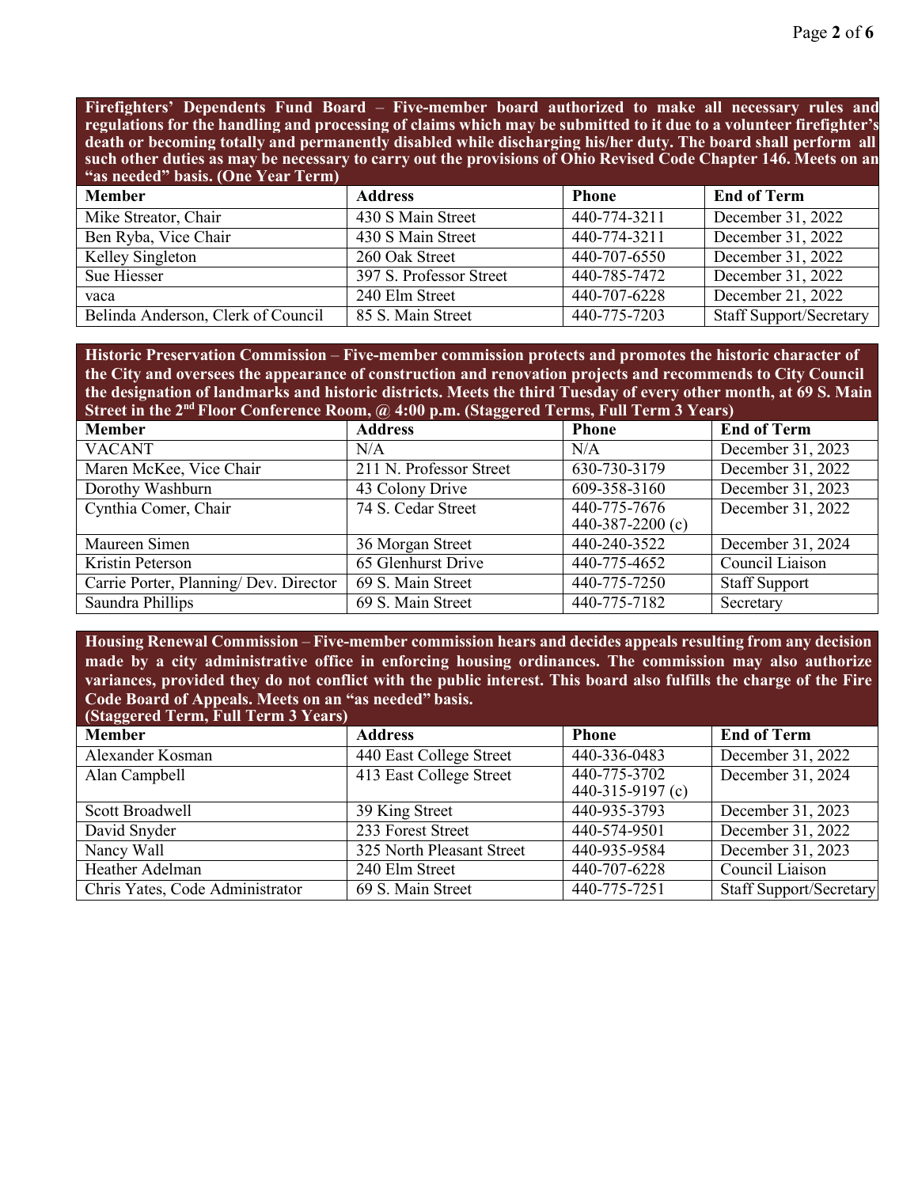**Firefighters' Dependents Fund Board – Five-member board authorized to make all necessary rules and regulations for the handling and processing of claims which may be submitted to it due to a volunteer firefighter's death or becoming totally and permanently disabled while discharging his/her duty. The board shall perform all such other duties as may be necessary to carry out the provisions of Ohio Revised Code Chapter 146. Meets on an "as needed" basis. (One Year Term)**

| Member | Address | Phone | End of Term |
|---|---|---|---|
| Mike Streator, Chair | 430 S Main Street | 440-774-3211 | December 31, 2022 |
| Ben Ryba, Vice Chair | 430 S Main Street | 440-774-3211 | December 31, 2022 |
| Kelley Singleton | 260 Oak Street | 440-707-6550 | December 31, 2022 |
| Sue Hiesser | 397 S. Professor Street | 440-785-7472 | December 31, 2022 |
| vaca | 240 Elm Street | 440-707-6228 | December 21, 2022 |
| Belinda Anderson, Clerk of Council | 85 S. Main Street | 440-775-7203 | Staff Support/Secretary |

**Historic Preservation Commission – Five-member commission protects and promotes the historic character of the City and oversees the appearance of construction and renovation projects and recommends to City Council the designation of landmarks and historic districts. Meets the third Tuesday of every other month, at 69 S. Main Street in the 2nd Floor Conference Room, @ 4:00 p.m. (Staggered Terms, Full Term 3 Years)**

| Member | Address | Phone | End of Term |
|---|---|---|---|
| VACANT | N/A | N/A | December 31, 2023 |
| Maren McKee, Vice Chair | 211 N. Professor Street | 630-730-3179 | December 31, 2022 |
| Dorothy Washburn | 43 Colony Drive | 609-358-3160 | December 31, 2023 |
| Cynthia Comer, Chair | 74 S. Cedar Street | 440-775-7676<br>440-387-2200 (c) | December 31, 2022 |
| Maureen Simen | 36 Morgan Street | 440-240-3522 | December 31, 2024 |
| Kristin Peterson | 65 Glenhurst Drive | 440-775-4652 | Council Liaison |
| Carrie Porter, Planning/ Dev. Director | 69 S. Main Street | 440-775-7250 | Staff Support |
| Saundra Phillips | 69 S. Main Street | 440-775-7182 | Secretary |

**Housing Renewal Commission – Five-member commission hears and decides appeals resulting from any decision made by a city administrative office in enforcing housing ordinances. The commission may also authorize variances, provided they do not conflict with the public interest. This board also fulfills the charge of the Fire Code Board of Appeals. Meets on an "as needed" basis.
(Staggered Term, Full Term 3 Years)**

| Member | Address | Phone | End of Term |
|---|---|---|---|
| Alexander Kosman | 440 East College Street | 440-336-0483 | December 31, 2022 |
| Alan Campbell | 413 East College Street | 440-775-3702<br>440-315-9197 (c) | December 31, 2024 |
| Scott Broadwell | 39 King Street | 440-935-3793 | December 31, 2023 |
| David Snyder | 233 Forest Street | 440-574-9501 | December 31, 2022 |
| Nancy Wall | 325 North Pleasant Street | 440-935-9584 | December 31, 2023 |
| Heather Adelman | 240 Elm Street | 440-707-6228 | Council Liaison |
| Chris Yates, Code Administrator | 69 S. Main Street | 440-775-7251 | Staff Support/Secretary |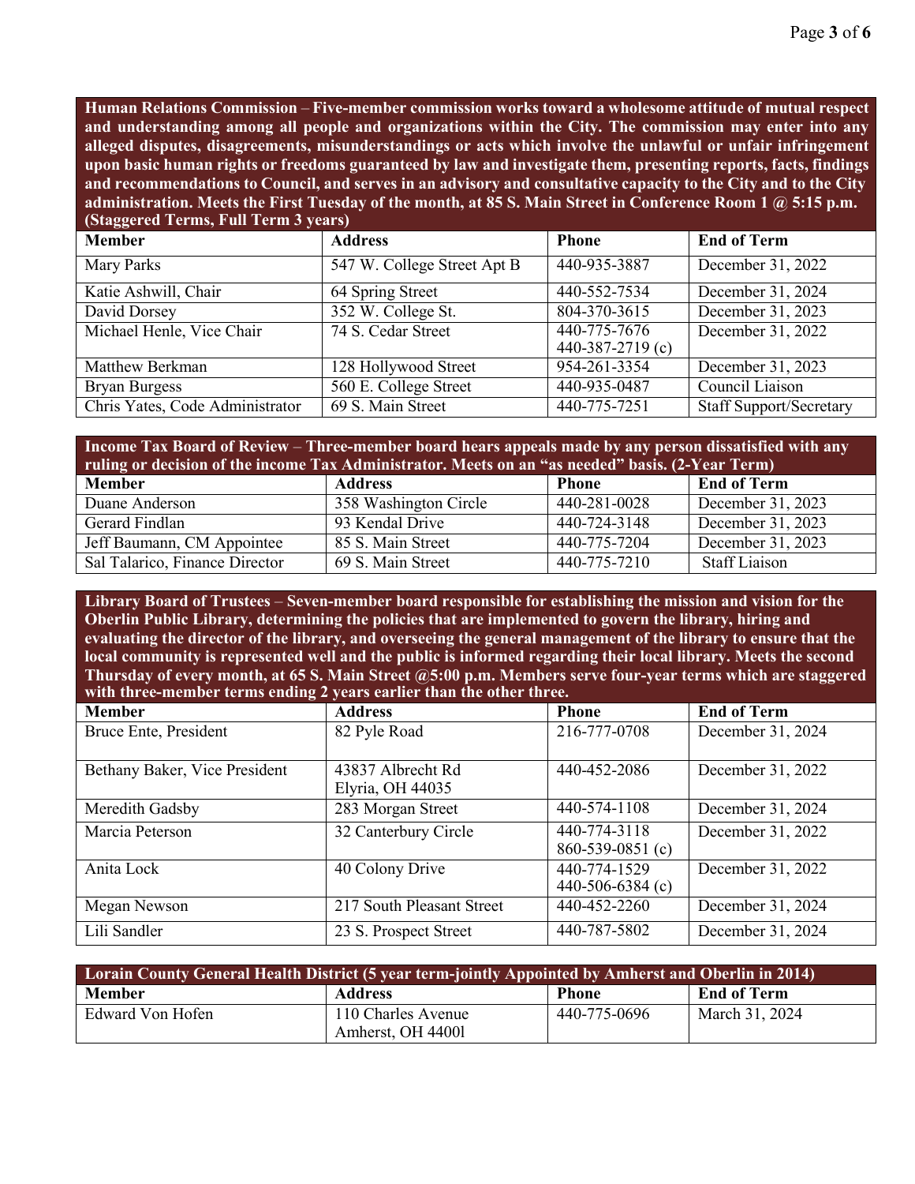**Human Relations Commission – Five-member commission works toward a wholesome attitude of mutual respect and understanding among all people and organizations within the City. The commission may enter into any alleged disputes, disagreements, misunderstandings or acts which involve the unlawful or unfair infringement upon basic human rights or freedoms guaranteed by law and investigate them, presenting reports, facts, findings and recommendations to Council, and serves in an advisory and consultative capacity to the City and to the City administration. Meets the First Tuesday of the month, at 85 S. Main Street in Conference Room 1 @ 5:15 p.m. (Staggered Terms, Full Term 3 years)**

| Member | Address | Phone | End of Term |
|---|---|---|---|
| Mary Parks | 547 W. College Street Apt B | 440-935-3887 | December 31, 2022 |
| Katie Ashwill, Chair | 64 Spring Street | 440-552-7534 | December 31, 2024 |
| David Dorsey | 352 W. College St. | 804-370-3615 | December 31, 2023 |
| Michael Henle, Vice Chair | 74 S. Cedar Street | 440-775-7676<br>440-387-2719 (c) | December 31, 2022 |
| Matthew Berkman | 128 Hollywood Street | 954-261-3354 | December 31, 2023 |
| Bryan Burgess | 560 E. College Street | 440-935-0487 | Council Liaison |
| Chris Yates, Code Administrator | 69 S. Main Street | 440-775-7251 | Staff Support/Secretary |

**Income Tax Board of Review – Three-member board hears appeals made by any person dissatisfied with any ruling or decision of the income Tax Administrator. Meets on an "as needed" basis. (2-Year Term)**

| Member | Address | Phone | End of Term |
|---|---|---|---|
| Duane Anderson | 358 Washington Circle | 440-281-0028 | December 31, 2023 |
| Gerard Findlan | 93 Kendal Drive | 440-724-3148 | December 31, 2023 |
| Jeff Baumann, CM Appointee | 85 S. Main Street | 440-775-7204 | December 31, 2023 |
| Sal Talarico, Finance Director | 69 S. Main Street | 440-775-7210 | Staff Liaison |

**Library Board of Trustees – Seven-member board responsible for establishing the mission and vision for the Oberlin Public Library, determining the policies that are implemented to govern the library, hiring and evaluating the director of the library, and overseeing the general management of the library to ensure that the local community is represented well and the public is informed regarding their local library. Meets the second Thursday of every month, at 65 S. Main Street @5:00 p.m. Members serve four-year terms which are staggered with three-member terms ending 2 years earlier than the other three.**

| Member | Address | Phone | End of Term |
|---|---|---|---|
| Bruce Ente, President | 82 Pyle Road | 216-777-0708 | December 31, 2024 |
| Bethany Baker, Vice President | 43837 Albrecht Rd<br>Elyria, OH 44035 | 440-452-2086 | December 31, 2022 |
| Meredith Gadsby | 283 Morgan Street | 440-574-1108 | December 31, 2024 |
| Marcia Peterson | 32 Canterbury Circle | 440-774-3118<br>860-539-0851 (c) | December 31, 2022 |
| Anita Lock | 40 Colony Drive | 440-774-1529<br>440-506-6384 (c) | December 31, 2022 |
| Megan Newson | 217 South Pleasant Street | 440-452-2260 | December 31, 2024 |
| Lili Sandler | 23 S. Prospect Street | 440-787-5802 | December 31, 2024 |

**Lorain County General Health District (5 year term-jointly Appointed by Amherst and Oberlin in 2014)**

| Member | Address | Phone | End of Term |
|---|---|---|---|
| Edward Von Hofen | 110 Charles Avenue<br>Amherst, OH 4400l | 440-775-0696 | March 31, 2024 |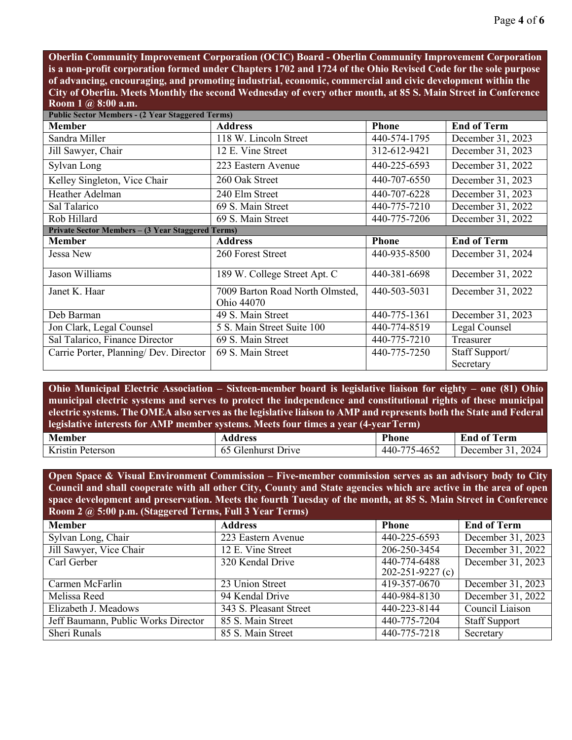**Oberlin Community Improvement Corporation (OCIC) Board - Oberlin Community Improvement Corporation is a non-profit corporation formed under Chapters 1702 and 1724 of the Ohio Revised Code for the sole purpose of advancing, encouraging, and promoting industrial, economic, commercial and civic development within the City of Oberlin. Meets Monthly the second Wednesday of every other month, at 85 S. Main Street in Conference Room 1 @ 8:00 a.m.**

| **Public Sector Members - (2 Year Staggered Terms)** | | | |
|---|---|---|---|
| **Member** | **Address** | **Phone** | **End of Term** |
| Sandra Miller | 118 W. Lincoln Street | 440-574-1795 | December 31, 2023 |
| Jill Sawyer, Chair | 12 E. Vine Street | 312-612-9421 | December 31, 2023 |
| Sylvan Long | 223 Eastern Avenue | 440-225-6593 | December 31, 2022 |
| Kelley Singleton, Vice Chair | 260 Oak Street | 440-707-6550 | December 31, 2023 |
| Heather Adelman | 240 Elm Street | 440-707-6228 | December 31, 2023 |
| Sal Talarico | 69 S. Main Street | 440-775-7210 | December 31, 2022 |
| Rob Hillard | 69 S. Main Street | 440-775-7206 | December 31, 2022 |
| **Private Sector Members – (3 Year Staggered Terms)** | | | |
| **Member** | **Address** | **Phone** | **End of Term** |
| Jessa New | 260 Forest Street | 440-935-8500 | December 31, 2024 |
| Jason Williams | 189 W. College Street Apt. C | 440-381-6698 | December 31, 2022 |
| Janet K. Haar | 7009 Barton Road North Olmsted, Ohio 44070 | 440-503-5031 | December 31, 2022 |
| Deb Barman | 49 S. Main Street | 440-775-1361 | December 31, 2023 |
| Jon Clark, Legal Counsel | 5 S. Main Street Suite 100 | 440-774-8519 | Legal Counsel |
| Sal Talarico, Finance Director | 69 S. Main Street | 440-775-7210 | Treasurer |
| Carrie Porter, Planning/ Dev. Director | 69 S. Main Street | 440-775-7250 | Staff Support/ Secretary |

**Ohio Municipal Electric Association – Sixteen-member board is legislative liaison for eighty – one (81) Ohio municipal electric systems and serves to protect the independence and constitutional rights of these municipal electric systems. The OMEA also serves as the legislative liaison to AMP and represents both the State and Federal legislative interests for AMP member systems. Meets four times a year (4-year Term)**

| **Member** | **Address** | **Phone** | **End of Term** |
|---|---|---|---|
| Kristin Peterson | 65 Glenhurst Drive | 440-775-4652 | December 31, 2024 |

**Open Space & Visual Environment Commission – Five-member commission serves as an advisory body to City Council and shall cooperate with all other City, County and State agencies which are active in the area of open space development and preservation. Meets the fourth Tuesday of the month, at 85 S. Main Street in Conference Room 2 @ 5:00 p.m. (Staggered Terms, Full 3 Year Terms)**

| **Member** | **Address** | **Phone** | **End of Term** |
|---|---|---|---|
| Sylvan Long, Chair | 223 Eastern Avenue | 440-225-6593 | December 31, 2023 |
| Jill Sawyer, Vice Chair | 12 E. Vine Street | 206-250-3454 | December 31, 2022 |
| Carl Gerber | 320 Kendal Drive | 440-774-6488<br>202-251-9227 (c) | December 31, 2023 |
| Carmen McFarlin | 23 Union Street | 419-357-0670 | December 31, 2023 |
| Melissa Reed | 94 Kendal Drive | 440-984-8130 | December 31, 2022 |
| Elizabeth J. Meadows | 343 S. Pleasant Street | 440-223-8144 | Council Liaison |
| Jeff Baumann, Public Works Director | 85 S. Main Street | 440-775-7204 | Staff Support |
| Sheri Runals | 85 S. Main Street | 440-775-7218 | Secretary |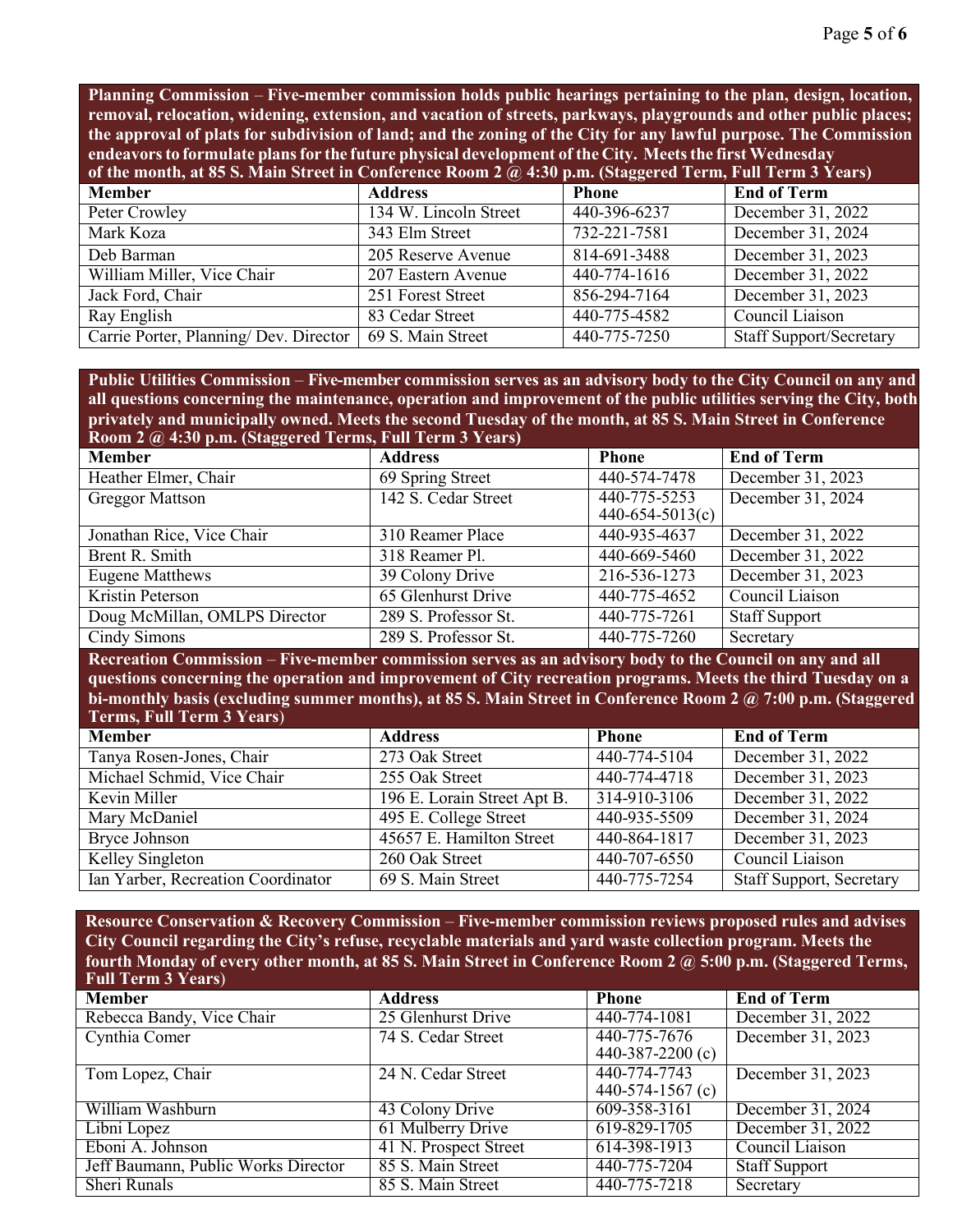**Planning Commission – Five-member commission holds public hearings pertaining to the plan, design, location, removal, relocation, widening, extension, and vacation of streets, parkways, playgrounds and other public places; the approval of plats for subdivision of land; and the zoning of the City for any lawful purpose. The Commission endeavors to formulate plans for the future physical development of the City. Meets the first Wednesday of the month, at 85 S. Main Street in Conference Room 2 @ 4:30 p.m. (Staggered Term, Full Term 3 Years)**

| Member | Address | Phone | End of Term |
|---|---|---|---|
| Peter Crowley | 134 W. Lincoln Street | 440-396-6237 | December 31, 2022 |
| Mark Koza | 343 Elm Street | 732-221-7581 | December 31, 2024 |
| Deb Barman | 205 Reserve Avenue | 814-691-3488 | December 31, 2023 |
| William Miller, Vice Chair | 207 Eastern Avenue | 440-774-1616 | December 31, 2022 |
| Jack Ford, Chair | 251 Forest Street | 856-294-7164 | December 31, 2023 |
| Ray English | 83 Cedar Street | 440-775-4582 | Council Liaison |
| Carrie Porter, Planning/ Dev. Director | 69 S. Main Street | 440-775-7250 | Staff Support/Secretary |

**Public Utilities Commission – Five-member commission serves as an advisory body to the City Council on any and all questions concerning the maintenance, operation and improvement of the public utilities serving the City, both privately and municipally owned. Meets the second Tuesday of the month, at 85 S. Main Street in Conference Room 2 @ 4:30 p.m. (Staggered Terms, Full Term 3 Years)**

| Member | Address | Phone | End of Term |
|---|---|---|---|
| Heather Elmer, Chair | 69 Spring Street | 440-574-7478 | December 31, 2023 |
| Greggor Mattson | 142 S. Cedar Street | 440-775-5253<br>440-654-5013(c) | December 31, 2024 |
| Jonathan Rice, Vice Chair | 310 Reamer Place | 440-935-4637 | December 31, 2022 |
| Brent R. Smith | 318 Reamer Pl. | 440-669-5460 | December 31, 2022 |
| Eugene Matthews | 39 Colony Drive | 216-536-1273 | December 31, 2023 |
| Kristin Peterson | 65 Glenhurst Drive | 440-775-4652 | Council Liaison |
| Doug McMillan, OMLPS Director | 289 S. Professor St. | 440-775-7261 | Staff Support |
| Cindy Simons | 289 S. Professor St. | 440-775-7260 | Secretary |

**Recreation Commission – Five-member commission serves as an advisory body to the Council on any and all questions concerning the operation and improvement of City recreation programs. Meets the third Tuesday on a bi-monthly basis (excluding summer months), at 85 S. Main Street in Conference Room 2 @ 7:00 p.m. (Staggered Terms, Full Term 3 Years)**

| Member | Address | Phone | End of Term |
|---|---|---|---|
| Tanya Rosen-Jones, Chair | 273 Oak Street | 440-774-5104 | December 31, 2022 |
| Michael Schmid, Vice Chair | 255 Oak Street | 440-774-4718 | December 31, 2023 |
| Kevin Miller | 196 E. Lorain Street Apt B. | 314-910-3106 | December 31, 2022 |
| Mary McDaniel | 495 E. College Street | 440-935-5509 | December 31, 2024 |
| Bryce Johnson | 45657 E. Hamilton Street | 440-864-1817 | December 31, 2023 |
| Kelley Singleton | 260 Oak Street | 440-707-6550 | Council Liaison |
| Ian Yarber, Recreation Coordinator | 69 S. Main Street | 440-775-7254 | Staff Support, Secretary |

**Resource Conservation & Recovery Commission – Five-member commission reviews proposed rules and advises City Council regarding the City's refuse, recyclable materials and yard waste collection program. Meets the fourth Monday of every other month, at 85 S. Main Street in Conference Room 2 @ 5:00 p.m. (Staggered Terms, Full Term 3 Years)**

| Member | Address | Phone | End of Term |
|---|---|---|---|
| Rebecca Bandy, Vice Chair | 25 Glenhurst Drive | 440-774-1081 | December 31, 2022 |
| Cynthia Comer | 74 S. Cedar Street | 440-775-7676<br>440-387-2200 (c) | December 31, 2023 |
| Tom Lopez, Chair | 24 N. Cedar Street | 440-774-7743<br>440-574-1567 (c) | December 31, 2023 |
| William Washburn | 43 Colony Drive | 609-358-3161 | December 31, 2024 |
| Libni Lopez | 61 Mulberry Drive | 619-829-1705 | December 31, 2022 |
| Eboni A. Johnson | 41 N. Prospect Street | 614-398-1913 | Council Liaison |
| Jeff Baumann, Public Works Director | 85 S. Main Street | 440-775-7204 | Staff Support |
| Sheri Runals | 85 S. Main Street | 440-775-7218 | Secretary |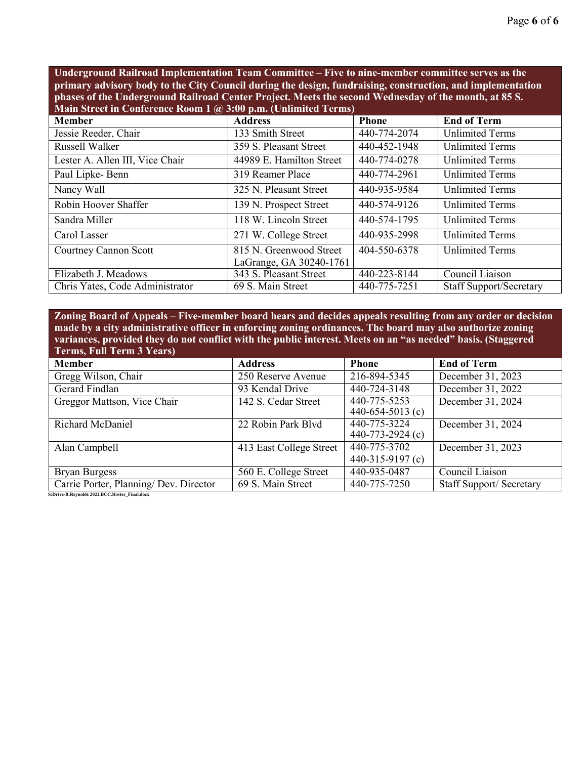**Underground Railroad Implementation Team Committee – Five to nine-member committee serves as the primary advisory body to the City Council during the design, fundraising, construction, and implementation phases of the Underground Railroad Center Project. Meets the second Wednesday of the month, at 85 S. Main Street in Conference Room 1 @ 3:00 p.m. (Unlimited Terms)**

| Member | Address | Phone | End of Term |
|---|---|---|---|
| Jessie Reeder, Chair | 133 Smith Street | 440-774-2074 | Unlimited Terms |
| Russell Walker | 359 S. Pleasant Street | 440-452-1948 | Unlimited Terms |
| Lester A. Allen III, Vice Chair | 44989 E. Hamilton Street | 440-774-0278 | Unlimited Terms |
| Paul Lipke- Benn | 319 Reamer Place | 440-774-2961 | Unlimited Terms |
| Nancy Wall | 325 N. Pleasant Street | 440-935-9584 | Unlimited Terms |
| Robin Hoover Shaffer | 139 N. Prospect Street | 440-574-9126 | Unlimited Terms |
| Sandra Miller | 118 W. Lincoln Street | 440-574-1795 | Unlimited Terms |
| Carol Lasser | 271 W. College Street | 440-935-2998 | Unlimited Terms |
| Courtney Cannon Scott | 815 N. Greenwood Street LaGrange, GA 30240-1761 | 404-550-6378 | Unlimited Terms |
| Elizabeth J. Meadows | 343 S. Pleasant Street | 440-223-8144 | Council Liaison |
| Chris Yates, Code Administrator | 69 S. Main Street | 440-775-7251 | Staff Support/Secretary |

**Zoning Board of Appeals – Five-member board hears and decides appeals resulting from any order or decision made by a city administrative officer in enforcing zoning ordinances. The board may also authorize zoning variances, provided they do not conflict with the public interest. Meets on an "as needed" basis. (Staggered Terms, Full Term 3 Years)**

| Member | Address | Phone | End of Term |
|---|---|---|---|
| Gregg Wilson, Chair | 250 Reserve Avenue | 216-894-5345 | December 31, 2023 |
| Gerard Findlan | 93 Kendal Drive | 440-724-3148 | December 31, 2022 |
| Greggor Mattson, Vice Chair | 142 S. Cedar Street | 440-775-5253<br>440-654-5013 (c) | December 31, 2024 |
| Richard McDaniel | 22 Robin Park Blvd | 440-775-3224<br>440-773-2924 (c) | December 31, 2024 |
| Alan Campbell | 413 East College Street | 440-775-3702<br>440-315-9197 (c) | December 31, 2023 |
| Bryan Burgess | 560 E. College Street | 440-935-0487 | Council Liaison |
| Carrie Porter, Planning/ Dev. Director | 69 S. Main Street | 440-775-7250 | Staff Support/ Secretary |

S:Drive-B.Reynolds 2022.BCC.Roster_Final.docx